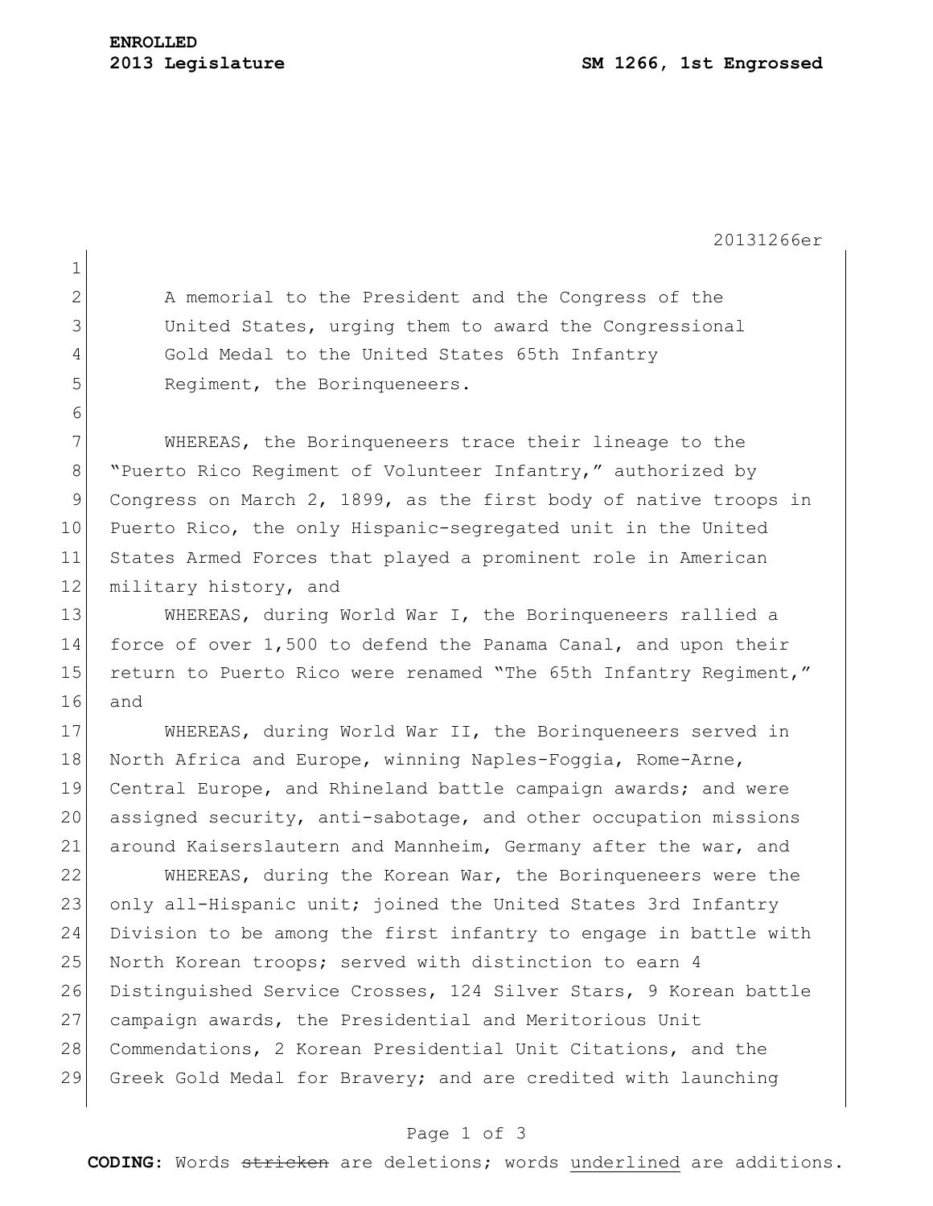**ENROLLED**
**2013 Legislature** **SM 1266, 1st Engrossed**

20131266er

A memorial to the President and the Congress of the United States, urging them to award the Congressional Gold Medal to the United States 65th Infantry Regiment, the Borinqueneers.

WHEREAS, the Borinqueneers trace their lineage to the "Puerto Rico Regiment of Volunteer Infantry," authorized by Congress on March 2, 1899, as the first body of native troops in Puerto Rico, the only Hispanic-segregated unit in the United States Armed Forces that played a prominent role in American military history, and

WHEREAS, during World War I, the Borinqueneers rallied a force of over 1,500 to defend the Panama Canal, and upon their return to Puerto Rico were renamed "The 65th Infantry Regiment," and

WHEREAS, during World War II, the Borinqueneers served in North Africa and Europe, winning Naples-Foggia, Rome-Arne, Central Europe, and Rhineland battle campaign awards; and were assigned security, anti-sabotage, and other occupation missions around Kaiserslautern and Mannheim, Germany after the war, and

WHEREAS, during the Korean War, the Borinqueneers were the only all-Hispanic unit; joined the United States 3rd Infantry Division to be among the first infantry to engage in battle with North Korean troops; served with distinction to earn 4 Distinguished Service Crosses, 124 Silver Stars, 9 Korean battle campaign awards, the Presidential and Meritorious Unit Commendations, 2 Korean Presidential Unit Citations, and the Greek Gold Medal for Bravery; and are credited with launching

**CODING:** Words ~~stricken~~ are deletions; words underlined are additions.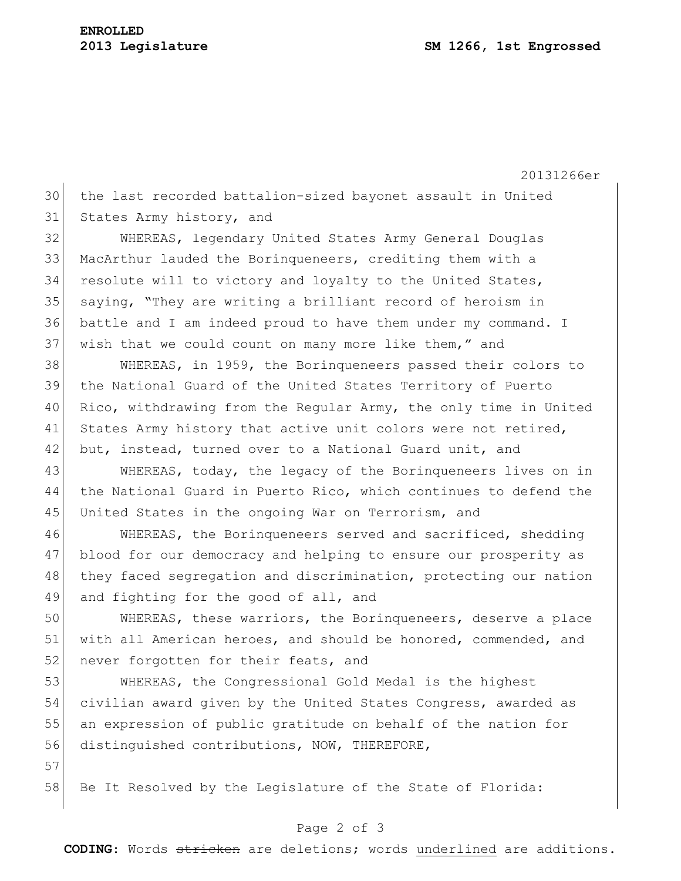the last recorded battalion-sized bayonet assault in United States Army history, and

WHEREAS, legendary United States Army General Douglas MacArthur lauded the Borinqueneers, crediting them with a resolute will to victory and loyalty to the United States, saying, "They are writing a brilliant record of heroism in battle and I am indeed proud to have them under my command. I wish that we could count on many more like them," and

WHEREAS, in 1959, the Borinqueneers passed their colors to the National Guard of the United States Territory of Puerto Rico, withdrawing from the Regular Army, the only time in United States Army history that active unit colors were not retired, but, instead, turned over to a National Guard unit, and

WHEREAS, today, the legacy of the Borinqueneers lives on in the National Guard in Puerto Rico, which continues to defend the United States in the ongoing War on Terrorism, and

WHEREAS, the Borinqueneers served and sacrificed, shedding blood for our democracy and helping to ensure our prosperity as they faced segregation and discrimination, protecting our nation and fighting for the good of all, and

WHEREAS, these warriors, the Borinqueneers, deserve a place with all American heroes, and should be honored, commended, and never forgotten for their feats, and

WHEREAS, the Congressional Gold Medal is the highest civilian award given by the United States Congress, awarded as an expression of public gratitude on behalf of the nation for distinguished contributions, NOW, THEREFORE,

Be It Resolved by the Legislature of the State of Florida: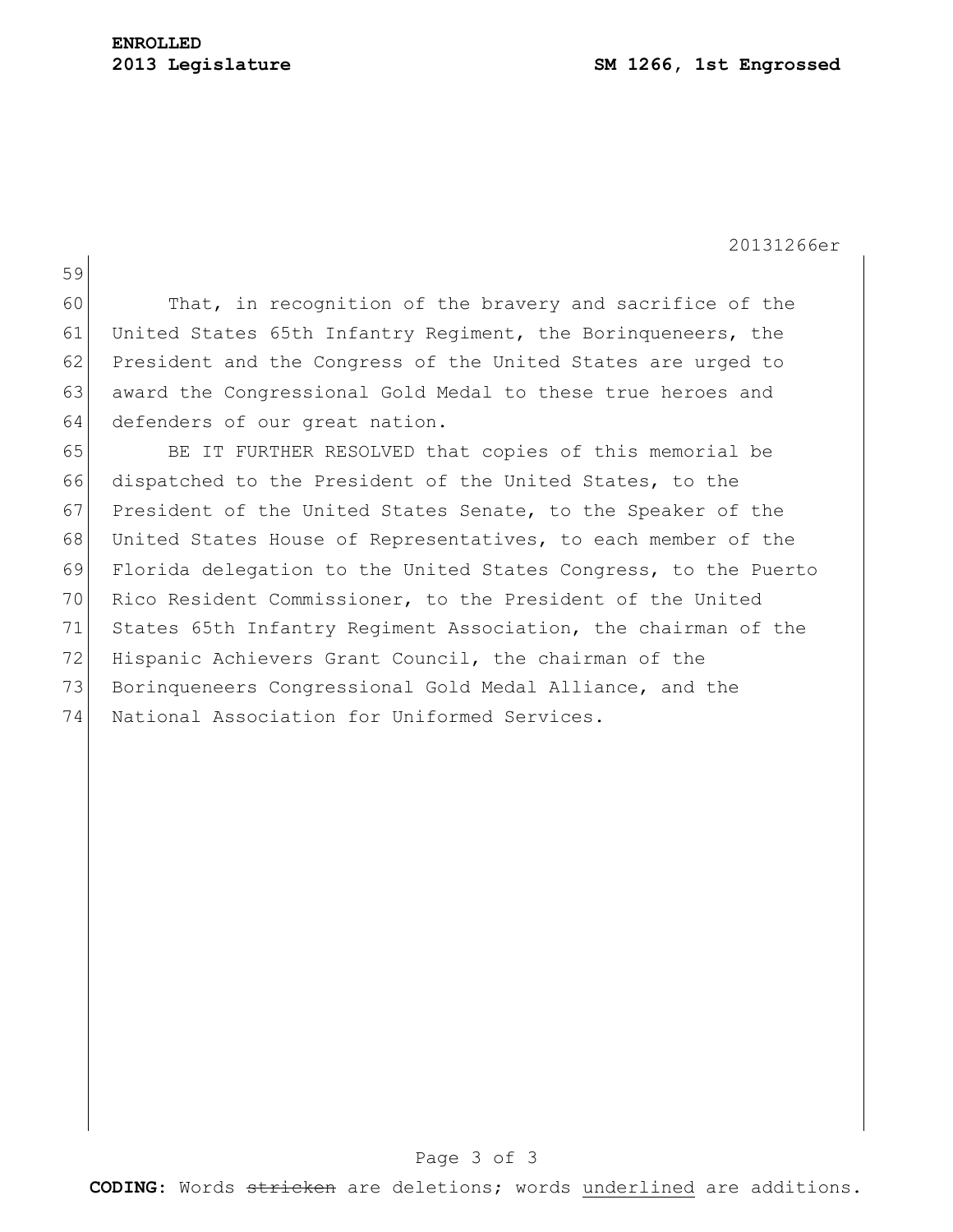That, in recognition of the bravery and sacrifice of the United States 65th Infantry Regiment, the Borinqueneers, the President and the Congress of the United States are urged to award the Congressional Gold Medal to these true heroes and defenders of our great nation.

BE IT FURTHER RESOLVED that copies of this memorial be dispatched to the President of the United States, to the President of the United States Senate, to the Speaker of the United States House of Representatives, to each member of the Florida delegation to the United States Congress, to the Puerto Rico Resident Commissioner, to the President of the United States 65th Infantry Regiment Association, the chairman of the Hispanic Achievers Grant Council, the chairman of the Borinqueneers Congressional Gold Medal Alliance, and the National Association for Uniformed Services.